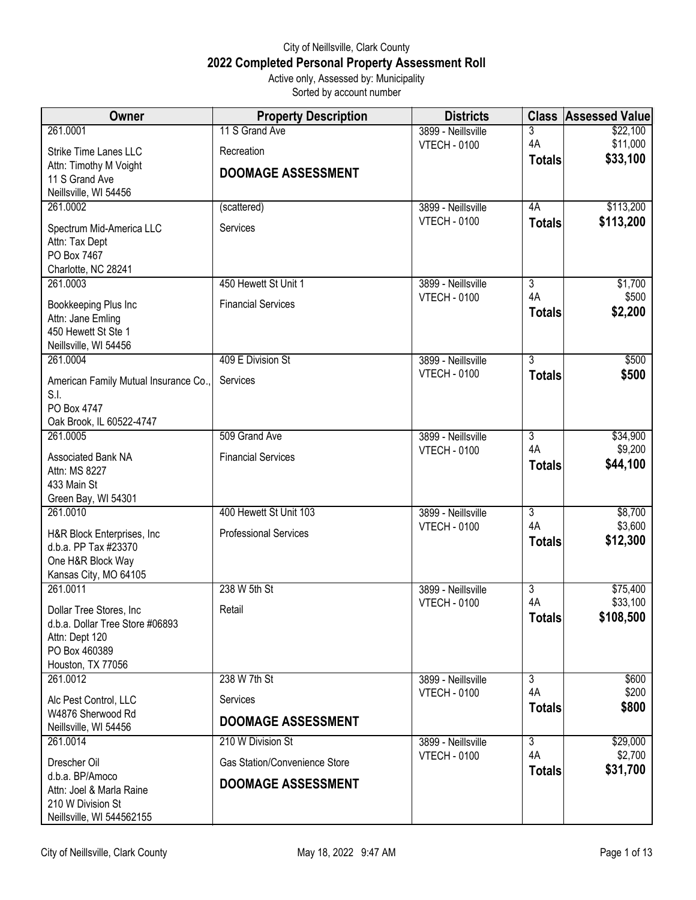City of Neillsville, Clark County

# 2022 Completed Personal Property Assessment Roll

Active only, Assessed by: Municipality
Sorted by account number

| Owner | Property Description | Districts | Class | Assessed Value |
|---|---|---|---|---|
| 261.0001<br>Strike Time Lanes LLC<br>Attn: Timothy M Voight<br>11 S Grand Ave<br>Neillsville, WI 54456 | 11 S Grand Ave<br>Recreation<br>**DOOMAGE ASSESSMENT** | 3899 - Neillsville<br>VTECH - 0100 | 3<br>4A<br>**Totals** | \$22,100<br>\$11,000<br>**\$33,100** |
| 261.0002<br>Spectrum Mid-America LLC<br>Attn: Tax Dept<br>PO Box 7467<br>Charlotte, NC 28241 | (scattered)<br>Services | 3899 - Neillsville<br>VTECH - 0100 | 4A<br>**Totals** | \$113,200<br>**\$113,200** |
| 261.0003<br>Bookkeeping Plus Inc<br>Attn: Jane Emling<br>450 Hewett St Ste 1<br>Neillsville, WI 54456 | 450 Hewett St Unit 1<br>Financial Services | 3899 - Neillsville<br>VTECH - 0100 | 3<br>4A<br>**Totals** | \$1,700<br>\$500<br>**\$2,200** |
| 261.0004<br>American Family Mutual Insurance Co., S.I.<br>PO Box 4747<br>Oak Brook, IL 60522-4747 | 409 E Division St<br>Services | 3899 - Neillsville<br>VTECH - 0100 | 3<br>**Totals** | \$500<br>**\$500** |
| 261.0005<br>Associated Bank NA<br>Attn: MS 8227<br>433 Main St<br>Green Bay, WI 54301 | 509 Grand Ave<br>Financial Services | 3899 - Neillsville<br>VTECH - 0100 | 3<br>4A<br>**Totals** | \$34,900<br>\$9,200<br>**\$44,100** |
| 261.0010<br>H&R Block Enterprises, Inc<br>d.b.a. PP Tax #23370<br>One H&R Block Way<br>Kansas City, MO 64105 | 400 Hewett St Unit 103<br>Professional Services | 3899 - Neillsville<br>VTECH - 0100 | 3<br>4A<br>**Totals** | \$8,700<br>\$3,600<br>**\$12,300** |
| 261.0011<br>Dollar Tree Stores, Inc<br>d.b.a. Dollar Tree Store #06893<br>Attn: Dept 120<br>PO Box 460389<br>Houston, TX 77056 | 238 W 5th St<br>Retail | 3899 - Neillsville<br>VTECH - 0100 | 3<br>4A<br>**Totals** | \$75,400<br>\$33,100<br>**\$108,500** |
| 261.0012<br>Alc Pest Control, LLC<br>W4876 Sherwood Rd<br>Neillsville, WI 54456 | 238 W 7th St<br>Services<br>**DOOMAGE ASSESSMENT** | 3899 - Neillsville<br>VTECH - 0100 | 3<br>4A<br>**Totals** | \$600<br>\$200<br>**\$800** |
| 261.0014<br>Drescher Oil<br>d.b.a. BP/Amoco<br>Attn: Joel & Marla Raine<br>210 W Division St<br>Neillsville, WI 544562155 | 210 W Division St<br>Gas Station/Convenience Store<br>**DOOMAGE ASSESSMENT** | 3899 - Neillsville<br>VTECH - 0100 | 3<br>4A<br>**Totals** | \$29,000<br>\$2,700<br>**\$31,700** |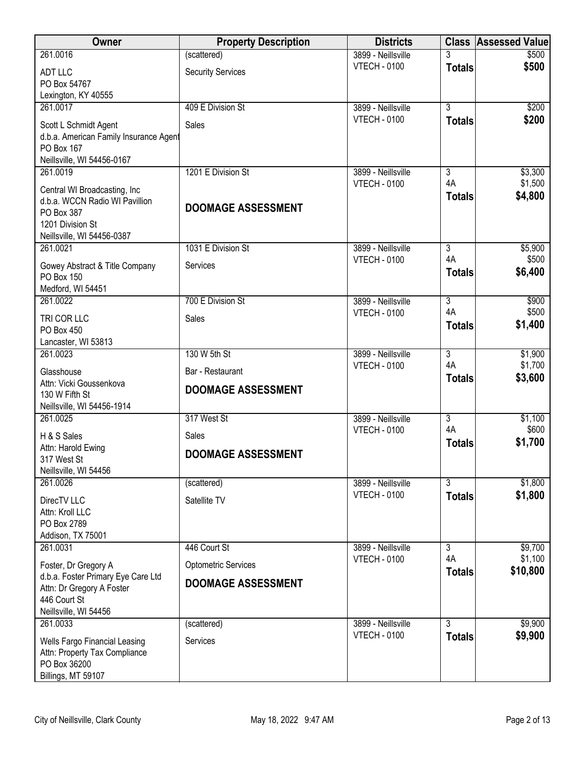| Owner | Property Description | Districts | Class | Assessed Value |
|---|---|---|---|---|
| 261.0016<br>ADT LLC<br>PO Box 54767<br>Lexington, KY 40555 | (scattered)<br>Security Services | 3899 - Neillsville<br>VTECH - 0100 | 3<br>**Totals** | $500<br>**$500** |
| 261.0017<br>Scott L Schmidt Agent<br>d.b.a. American Family Insurance Agent<br>PO Box 167<br>Neillsville, WI 54456-0167 | 409 E Division St<br>Sales | 3899 - Neillsville<br>VTECH - 0100 | 3<br>**Totals** | $200<br>**$200** |
| 261.0019<br>Central WI Broadcasting, Inc<br>d.b.a. WCCN Radio WI Pavillion<br>PO Box 387<br>1201 Division St<br>Neillsville, WI 54456-0387 | 1201 E Division St<br>**DOOMAGE ASSESSMENT** | 3899 - Neillsville<br>VTECH - 0100 | 3<br>4A<br>**Totals** | $3,300<br>$1,500<br>**$4,800** |
| 261.0021<br>Gowey Abstract & Title Company<br>PO Box 150<br>Medford, WI 54451 | 1031 E Division St<br>Services | 3899 - Neillsville<br>VTECH - 0100 | 3<br>4A<br>**Totals** | $5,900<br>$500<br>**$6,400** |
| 261.0022<br>TRI COR LLC<br>PO Box 450<br>Lancaster, WI 53813 | 700 E Division St<br>Sales | 3899 - Neillsville<br>VTECH - 0100 | 3<br>4A<br>**Totals** | $900<br>$500<br>**$1,400** |
| 261.0023<br>Glasshouse<br>Attn: Vicki Goussenkova<br>130 W Fifth St<br>Neillsville, WI 54456-1914 | 130 W 5th St<br>Bar - Restaurant<br>**DOOMAGE ASSESSMENT** | 3899 - Neillsville<br>VTECH - 0100 | 3<br>4A<br>**Totals** | $1,900<br>$1,700<br>**$3,600** |
| 261.0025<br>H & S Sales<br>Attn: Harold Ewing<br>317 West St<br>Neillsville, WI 54456 | 317 West St<br>Sales<br>**DOOMAGE ASSESSMENT** | 3899 - Neillsville<br>VTECH - 0100 | 3<br>4A<br>**Totals** | $1,100<br>$600<br>**$1,700** |
| 261.0026<br>DirecTV LLC<br>Attn: Kroll LLC<br>PO Box 2789<br>Addison, TX 75001 | (scattered)<br>Satellite TV | 3899 - Neillsville<br>VTECH - 0100 | 3<br>**Totals** | $1,800<br>**$1,800** |
| 261.0031<br>Foster, Dr Gregory A<br>d.b.a. Foster Primary Eye Care Ltd<br>Attn: Dr Gregory A Foster<br>446 Court St<br>Neillsville, WI 54456 | 446 Court St<br>Optometric Services<br>**DOOMAGE ASSESSMENT** | 3899 - Neillsville<br>VTECH - 0100 | 3<br>4A<br>**Totals** | $9,700<br>$1,100<br>**$10,800** |
| 261.0033<br>Wells Fargo Financial Leasing<br>Attn: Property Tax Compliance<br>PO Box 36200<br>Billings, MT 59107 | (scattered)<br>Services | 3899 - Neillsville<br>VTECH - 0100 | 3<br>**Totals** | $9,900<br>**$9,900** |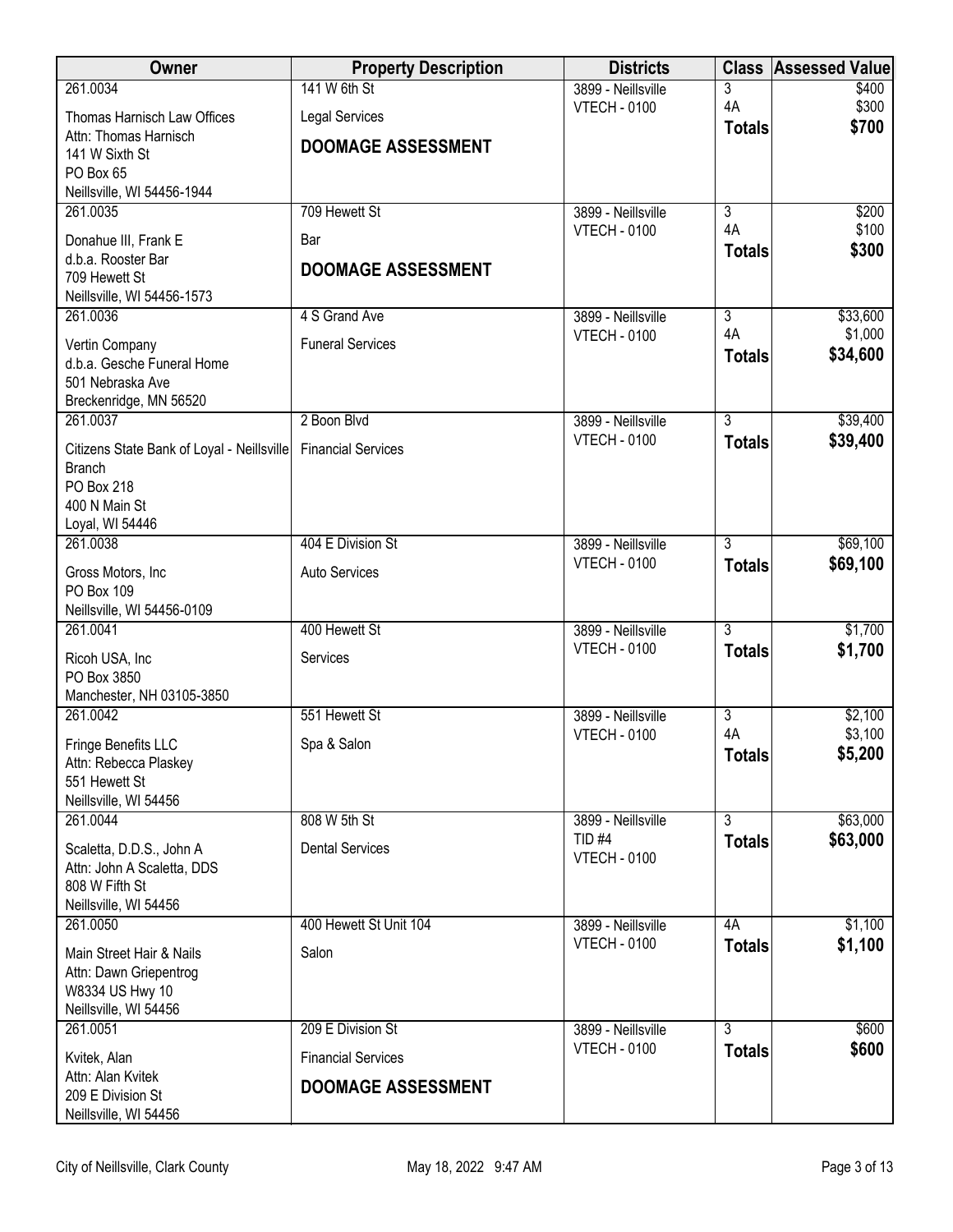| Owner | Property Description | Districts | Class | Assessed Value |
|---|---|---|---|---|
| 261.0034<br>Thomas Harnisch Law Offices<br>Attn: Thomas Harnisch<br>141 W Sixth St<br>PO Box 65<br>Neillsville, WI 54456-1944 | 141 W 6th St<br>Legal Services<br>**DOOMAGE ASSESSMENT** | 3899 - Neillsville<br>VTECH - 0100 | 3<br>4A<br>**Totals** | $400<br>$300<br>**$700** |
| 261.0035<br>Donahue III, Frank E<br>d.b.a. Rooster Bar<br>709 Hewett St<br>Neillsville, WI 54456-1573 | 709 Hewett St<br>Bar<br>**DOOMAGE ASSESSMENT** | 3899 - Neillsville<br>VTECH - 0100 | 3<br>4A<br>**Totals** | $200<br>$100<br>**$300** |
| 261.0036<br>Vertin Company<br>d.b.a. Gesche Funeral Home<br>501 Nebraska Ave<br>Breckenridge, MN 56520 | 4 S Grand Ave<br>Funeral Services | 3899 - Neillsville<br>VTECH - 0100 | 3<br>4A<br>**Totals** | $33,600<br>$1,000<br>**$34,600** |
| 261.0037<br>Citizens State Bank of Loyal - Neillsville Branch<br>PO Box 218<br>400 N Main St<br>Loyal, WI 54446 | 2 Boon Blvd<br>Financial Services | 3899 - Neillsville<br>VTECH - 0100 | 3<br>**Totals** | $39,400<br>**$39,400** |
| 261.0038<br>Gross Motors, Inc<br>PO Box 109<br>Neillsville, WI 54456-0109 | 404 E Division St<br>Auto Services | 3899 - Neillsville<br>VTECH - 0100 | 3<br>**Totals** | $69,100<br>**$69,100** |
| 261.0041<br>Ricoh USA, Inc<br>PO Box 3850<br>Manchester, NH 03105-3850 | 400 Hewett St<br>Services | 3899 - Neillsville<br>VTECH - 0100 | 3<br>**Totals** | $1,700<br>**$1,700** |
| 261.0042<br>Fringe Benefits LLC<br>Attn: Rebecca Plaskey<br>551 Hewett St<br>Neillsville, WI 54456 | 551 Hewett St<br>Spa & Salon | 3899 - Neillsville<br>VTECH - 0100 | 3<br>4A<br>**Totals** | $2,100<br>$3,100<br>**$5,200** |
| 261.0044<br>Scaletta, D.D.S., John A<br>Attn: John A Scaletta, DDS<br>808 W Fifth St<br>Neillsville, WI 54456 | 808 W 5th St<br>Dental Services | 3899 - Neillsville<br>TID #4<br>VTECH - 0100 | 3<br>**Totals** | $63,000<br>**$63,000** |
| 261.0050<br>Main Street Hair & Nails<br>Attn: Dawn Griepentrog<br>W8334 US Hwy 10<br>Neillsville, WI 54456 | 400 Hewett St Unit 104<br>Salon | 3899 - Neillsville<br>VTECH - 0100 | 4A<br>**Totals** | $1,100<br>**$1,100** |
| 261.0051<br>Kvitek, Alan<br>Attn: Alan Kvitek<br>209 E Division St<br>Neillsville, WI 54456 | 209 E Division St<br>Financial Services<br>**DOOMAGE ASSESSMENT** | 3899 - Neillsville<br>VTECH - 0100 | 3<br>**Totals** | $600<br>**$600** |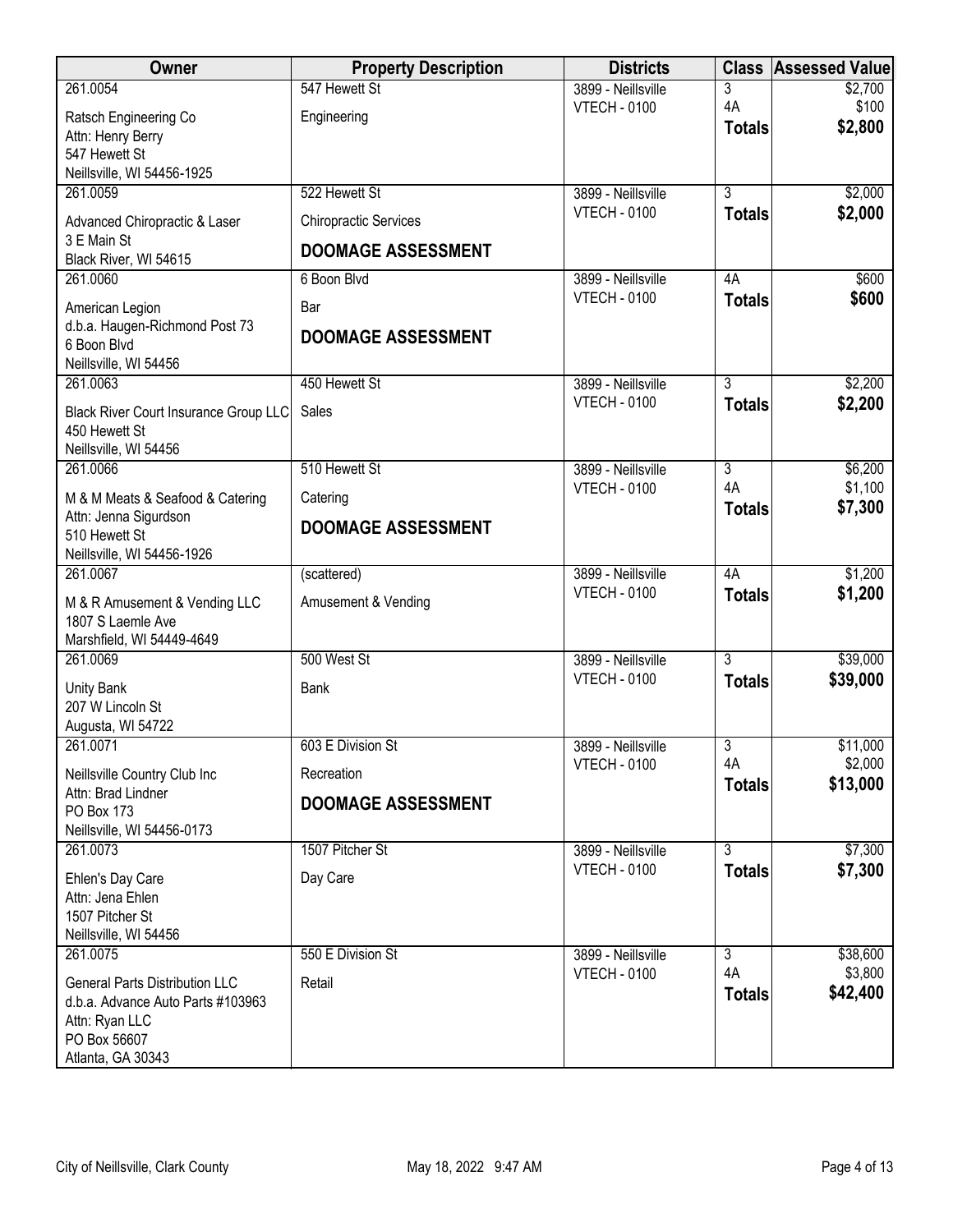| Owner | Property Description | Districts | Class | Assessed Value |
|---|---|---|---|---|
| 261.0054<br>Ratsch Engineering Co<br>Attn: Henry Berry<br>547 Hewett St<br>Neillsville, WI 54456-1925 | 547 Hewett St<br>Engineering | 3899 - Neillsville<br>VTECH - 0100 | 3<br>4A<br>**Totals** | $2,700<br>$100<br>**$2,800** |
| 261.0059<br>Advanced Chiropractic & Laser<br>3 E Main St<br>Black River, WI 54615 | 522 Hewett St<br>Chiropractic Services<br>**DOOMAGE ASSESSMENT** | 3899 - Neillsville<br>VTECH - 0100 | 3<br>**Totals** | $2,000<br>**$2,000** |
| 261.0060<br>American Legion<br>d.b.a. Haugen-Richmond Post 73<br>6 Boon Blvd<br>Neillsville, WI 54456 | 6 Boon Blvd<br>Bar<br>**DOOMAGE ASSESSMENT** | 3899 - Neillsville<br>VTECH - 0100 | 4A<br>**Totals** | $600<br>**$600** |
| 261.0063<br>Black River Court Insurance Group LLC<br>450 Hewett St<br>Neillsville, WI 54456 | 450 Hewett St<br>Sales | 3899 - Neillsville<br>VTECH - 0100 | 3<br>**Totals** | $2,200<br>**$2,200** |
| 261.0066<br>M & M Meats & Seafood & Catering<br>Attn: Jenna Sigurdson<br>510 Hewett St<br>Neillsville, WI 54456-1926 | 510 Hewett St<br>Catering<br>**DOOMAGE ASSESSMENT** | 3899 - Neillsville<br>VTECH - 0100 | 3<br>4A<br>**Totals** | $6,200<br>$1,100<br>**$7,300** |
| 261.0067<br>M & R Amusement & Vending LLC<br>1807 S Laemle Ave<br>Marshfield, WI 54449-4649 | (scattered)<br>Amusement & Vending | 3899 - Neillsville<br>VTECH - 0100 | 4A<br>**Totals** | $1,200<br>**$1,200** |
| 261.0069<br>Unity Bank<br>207 W Lincoln St<br>Augusta, WI 54722 | 500 West St<br>Bank | 3899 - Neillsville<br>VTECH - 0100 | 3<br>**Totals** | $39,000<br>**$39,000** |
| 261.0071<br>Neillsville Country Club Inc<br>Attn: Brad Lindner<br>PO Box 173<br>Neillsville, WI 54456-0173 | 603 E Division St<br>Recreation<br>**DOOMAGE ASSESSMENT** | 3899 - Neillsville<br>VTECH - 0100 | 3<br>4A<br>**Totals** | $11,000<br>$2,000<br>**$13,000** |
| 261.0073<br>Ehlen's Day Care<br>Attn: Jena Ehlen<br>1507 Pitcher St<br>Neillsville, WI 54456 | 1507 Pitcher St<br>Day Care | 3899 - Neillsville<br>VTECH - 0100 | 3<br>**Totals** | $7,300<br>**$7,300** |
| 261.0075<br>General Parts Distribution LLC<br>d.b.a. Advance Auto Parts #103963<br>Attn: Ryan LLC<br>PO Box 56607<br>Atlanta, GA 30343 | 550 E Division St<br>Retail | 3899 - Neillsville<br>VTECH - 0100 | 3<br>4A<br>**Totals** | $38,600<br>$3,800<br>**$42,400** |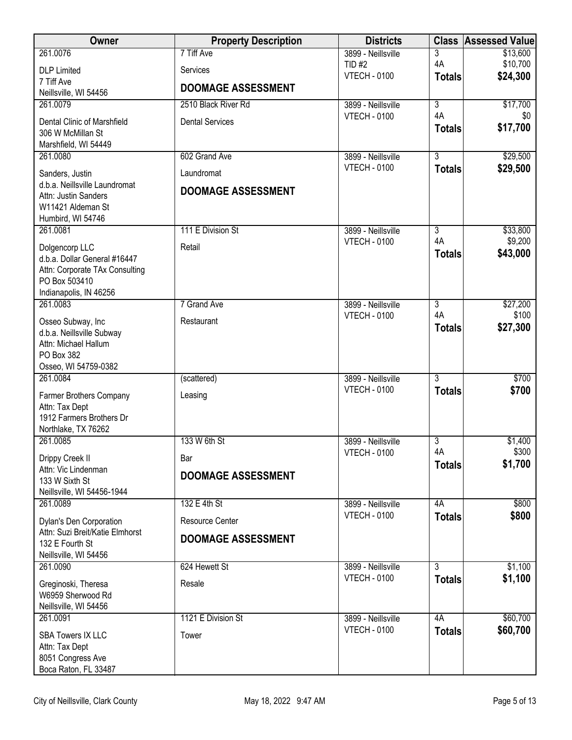| Owner | Property Description | Districts | Class | Assessed Value |
|---|---|---|---|---|
| 261.0076<br>DLP Limited<br>7 Tiff Ave<br>Neillsville, WI 54456 | 7 Tiff Ave<br>Services<br>**DOOMAGE ASSESSMENT** | 3899 - Neillsville<br>TID #2<br>VTECH - 0100 | 3<br>4A<br>**Totals** | $13,600<br>$10,700<br>**$24,300** |
| 261.0079<br>Dental Clinic of Marshfield<br>306 W McMillan St<br>Marshfield, WI 54449 | 2510 Black River Rd<br>Dental Services | 3899 - Neillsville<br>VTECH - 0100 | 3<br>4A<br>**Totals** | $17,700<br>$0<br>**$17,700** |
| 261.0080<br>Sanders, Justin<br>d.b.a. Neillsville Laundromat<br>Attn: Justin Sanders<br>W11421 Aldeman St<br>Humbird, WI 54746 | 602 Grand Ave<br>Laundromat<br>**DOOMAGE ASSESSMENT** | 3899 - Neillsville<br>VTECH - 0100 | 3<br>**Totals** | $29,500<br>**$29,500** |
| 261.0081<br>Dolgencorp LLC<br>d.b.a. Dollar General #16447<br>Attn: Corporate TAx Consulting<br>PO Box 503410<br>Indianapolis, IN 46256 | 111 E Division St<br>Retail | 3899 - Neillsville<br>VTECH - 0100 | 3<br>4A<br>**Totals** | $33,800<br>$9,200<br>**$43,000** |
| 261.0083<br>Osseo Subway, Inc<br>d.b.a. Neillsville Subway<br>Attn: Michael Hallum<br>PO Box 382<br>Osseo, WI 54759-0382 | 7 Grand Ave<br>Restaurant | 3899 - Neillsville<br>VTECH - 0100 | 3<br>4A<br>**Totals** | $27,200<br>$100<br>**$27,300** |
| 261.0084<br>Farmer Brothers Company<br>Attn: Tax Dept<br>1912 Farmers Brothers Dr<br>Northlake, TX 76262 | (scattered)<br>Leasing | 3899 - Neillsville<br>VTECH - 0100 | 3<br>**Totals** | $700<br>**$700** |
| 261.0085<br>Drippy Creek II<br>Attn: Vic Lindenman<br>133 W Sixth St<br>Neillsville, WI 54456-1944 | 133 W 6th St<br>Bar<br>**DOOMAGE ASSESSMENT** | 3899 - Neillsville<br>VTECH - 0100 | 3<br>4A<br>**Totals** | $1,400<br>$300<br>**$1,700** |
| 261.0089<br>Dylan's Den Corporation<br>Attn: Suzi Breit/Katie Elmhorst<br>132 E Fourth St<br>Neillsville, WI 54456 | 132 E 4th St<br>Resource Center<br>**DOOMAGE ASSESSMENT** | 3899 - Neillsville<br>VTECH - 0100 | 4A<br>**Totals** | $800<br>**$800** |
| 261.0090<br>Greginoski, Theresa<br>W6959 Sherwood Rd<br>Neillsville, WI 54456 | 624 Hewett St<br>Resale | 3899 - Neillsville<br>VTECH - 0100 | 3<br>**Totals** | $1,100<br>**$1,100** |
| 261.0091<br>SBA Towers IX LLC<br>Attn: Tax Dept<br>8051 Congress Ave<br>Boca Raton, FL 33487 | 1121 E Division St<br>Tower | 3899 - Neillsville<br>VTECH - 0100 | 4A<br>**Totals** | $60,700<br>**$60,700** |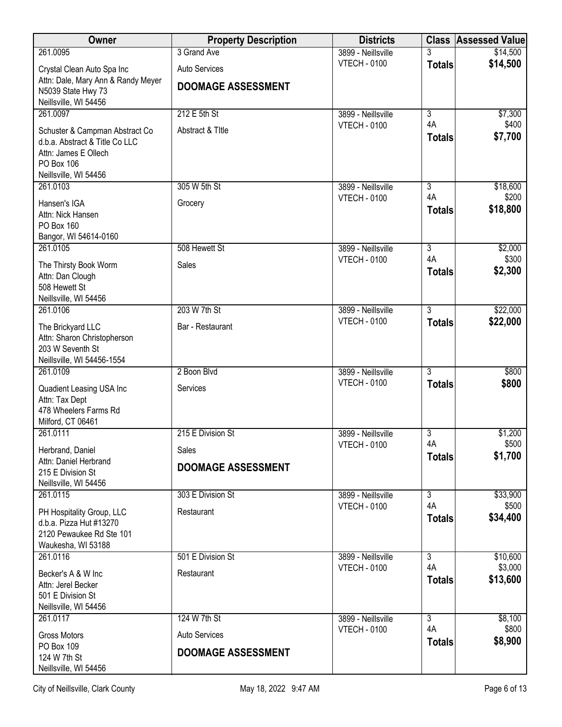| Owner | Property Description | Districts | Class | Assessed Value |
|---|---|---|---|---|
| 261.0095<br>Crystal Clean Auto Spa Inc<br>Attn: Dale, Mary Ann & Randy Meyer<br>N5039 State Hwy 73<br>Neillsville, WI 54456 | 3 Grand Ave<br>Auto Services<br>**DOOMAGE ASSESSMENT** | 3899 - Neillsville<br>VTECH - 0100 | 3<br>**Totals** | $14,500<br>**$14,500** |
| 261.0097<br>Schuster & Campman Abstract Co<br>d.b.a. Abstract & Title Co LLC<br>Attn: James E Ollech<br>PO Box 106<br>Neillsville, WI 54456 | 212 E 5th St<br>Abstract & TItle | 3899 - Neillsville<br>VTECH - 0100 | 3<br>4A<br>**Totals** | $7,300<br>$400<br>**$7,700** |
| 261.0103<br>Hansen's IGA<br>Attn: Nick Hansen<br>PO Box 160<br>Bangor, WI 54614-0160 | 305 W 5th St<br>Grocery | 3899 - Neillsville<br>VTECH - 0100 | 3<br>4A<br>**Totals** | $18,600<br>$200<br>**$18,800** |
| 261.0105<br>The Thirsty Book Worm<br>Attn: Dan Clough<br>508 Hewett St<br>Neillsville, WI 54456 | 508 Hewett St<br>Sales | 3899 - Neillsville<br>VTECH - 0100 | 3<br>4A<br>**Totals** | $2,000<br>$300<br>**$2,300** |
| 261.0106<br>The Brickyard LLC<br>Attn: Sharon Christopherson<br>203 W Seventh St<br>Neillsville, WI 54456-1554 | 203 W 7th St<br>Bar - Restaurant | 3899 - Neillsville<br>VTECH - 0100 | 3<br>**Totals** | $22,000<br>**$22,000** |
| 261.0109<br>Quadient Leasing USA Inc<br>Attn: Tax Dept<br>478 Wheelers Farms Rd<br>Milford, CT 06461 | 2 Boon Blvd<br>Services | 3899 - Neillsville<br>VTECH - 0100 | 3<br>**Totals** | $800<br>**$800** |
| 261.0111<br>Herbrand, Daniel<br>Attn: Daniel Herbrand<br>215 E Division St<br>Neillsville, WI 54456 | 215 E Division St<br>Sales<br>**DOOMAGE ASSESSMENT** | 3899 - Neillsville<br>VTECH - 0100 | 3<br>4A<br>**Totals** | $1,200<br>$500<br>**$1,700** |
| 261.0115<br>PH Hospitality Group, LLC<br>d.b.a. Pizza Hut #13270<br>2120 Pewaukee Rd Ste 101<br>Waukesha, WI 53188 | 303 E Division St<br>Restaurant | 3899 - Neillsville<br>VTECH - 0100 | 3<br>4A<br>**Totals** | $33,900<br>$500<br>**$34,400** |
| 261.0116<br>Becker's A & W Inc<br>Attn: Jerel Becker<br>501 E Division St<br>Neillsville, WI 54456 | 501 E Division St<br>Restaurant | 3899 - Neillsville<br>VTECH - 0100 | 3<br>4A<br>**Totals** | $10,600<br>$3,000<br>**$13,600** |
| 261.0117<br>Gross Motors<br>PO Box 109<br>124 W 7th St<br>Neillsville, WI 54456 | 124 W 7th St<br>Auto Services<br>**DOOMAGE ASSESSMENT** | 3899 - Neillsville<br>VTECH - 0100 | 3<br>4A<br>**Totals** | $8,100<br>$800<br>**$8,900** |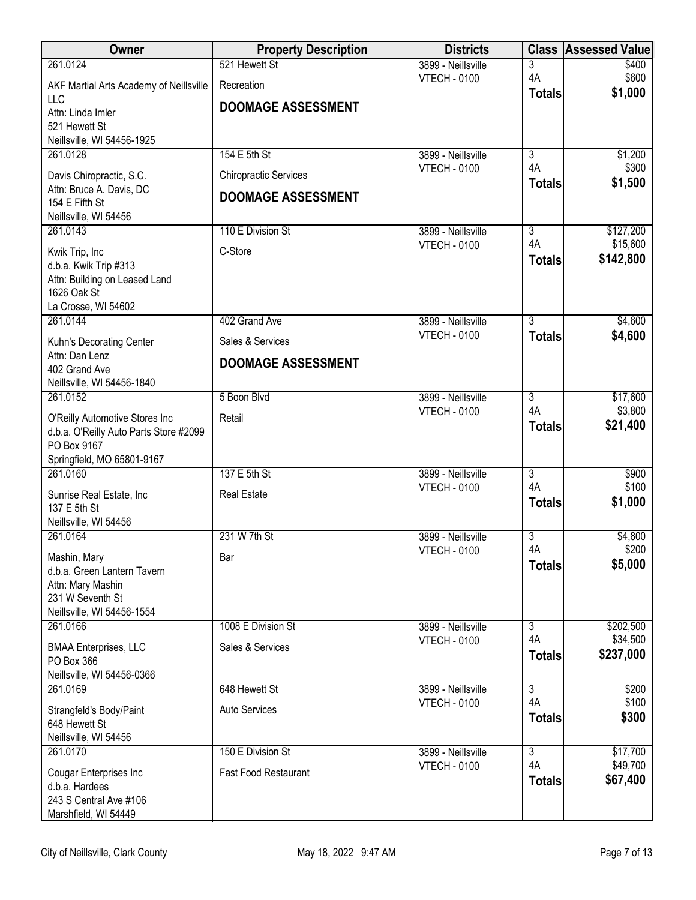| Owner | Property Description | Districts | Class | Assessed Value |
|---|---|---|---|---|
| 261.0124<br>AKF Martial Arts Academy of Neillsville LLC<br>Attn: Linda Imler<br>521 Hewett St<br>Neillsville, WI 54456-1925 | 521 Hewett St<br>Recreation<br>**DOOMAGE ASSESSMENT** | 3899 - Neillsville<br>VTECH - 0100 | 3<br>4A<br>**Totals** | $400<br>$600<br>**$1,000** |
| 261.0128<br>Davis Chiropractic, S.C.<br>Attn: Bruce A. Davis, DC<br>154 E Fifth St<br>Neillsville, WI 54456 | 154 E 5th St<br>Chiropractic Services<br>**DOOMAGE ASSESSMENT** | 3899 - Neillsville<br>VTECH - 0100 | 3<br>4A<br>**Totals** | $1,200<br>$300<br>**$1,500** |
| 261.0143<br>Kwik Trip, Inc<br>d.b.a. Kwik Trip #313<br>Attn: Building on Leased Land<br>1626 Oak St<br>La Crosse, WI 54602 | 110 E Division St<br>C-Store | 3899 - Neillsville<br>VTECH - 0100 | 3<br>4A<br>**Totals** | $127,200<br>$15,600<br>**$142,800** |
| 261.0144<br>Kuhn's Decorating Center<br>Attn: Dan Lenz<br>402 Grand Ave<br>Neillsville, WI 54456-1840 | 402 Grand Ave<br>Sales & Services<br>**DOOMAGE ASSESSMENT** | 3899 - Neillsville<br>VTECH - 0100 | 3<br>**Totals** | $4,600<br>**$4,600** |
| 261.0152<br>O'Reilly Automotive Stores Inc<br>d.b.a. O'Reilly Auto Parts Store #2099<br>PO Box 9167<br>Springfield, MO 65801-9167 | 5 Boon Blvd<br>Retail | 3899 - Neillsville<br>VTECH - 0100 | 3<br>4A<br>**Totals** | $17,600<br>$3,800<br>**$21,400** |
| 261.0160<br>Sunrise Real Estate, Inc<br>137 E 5th St<br>Neillsville, WI 54456 | 137 E 5th St<br>Real Estate | 3899 - Neillsville<br>VTECH - 0100 | 3<br>4A<br>**Totals** | $900<br>$100<br>**$1,000** |
| 261.0164<br>Mashin, Mary<br>d.b.a. Green Lantern Tavern<br>Attn: Mary Mashin<br>231 W Seventh St<br>Neillsville, WI 54456-1554 | 231 W 7th St<br>Bar | 3899 - Neillsville<br>VTECH - 0100 | 3<br>4A<br>**Totals** | $4,800<br>$200<br>**$5,000** |
| 261.0166<br>BMAA Enterprises, LLC<br>PO Box 366<br>Neillsville, WI 54456-0366 | 1008 E Division St<br>Sales & Services | 3899 - Neillsville<br>VTECH - 0100 | 3<br>4A<br>**Totals** | $202,500<br>$34,500<br>**$237,000** |
| 261.0169<br>Strangfeld's Body/Paint<br>648 Hewett St<br>Neillsville, WI 54456 | 648 Hewett St<br>Auto Services | 3899 - Neillsville<br>VTECH - 0100 | 3<br>4A<br>**Totals** | $200<br>$100<br>**$300** |
| 261.0170<br>Cougar Enterprises Inc<br>d.b.a. Hardees<br>243 S Central Ave #106<br>Marshfield, WI 54449 | 150 E Division St<br>Fast Food Restaurant | 3899 - Neillsville<br>VTECH - 0100 | 3<br>4A<br>**Totals** | $17,700<br>$49,700<br>**$67,400** |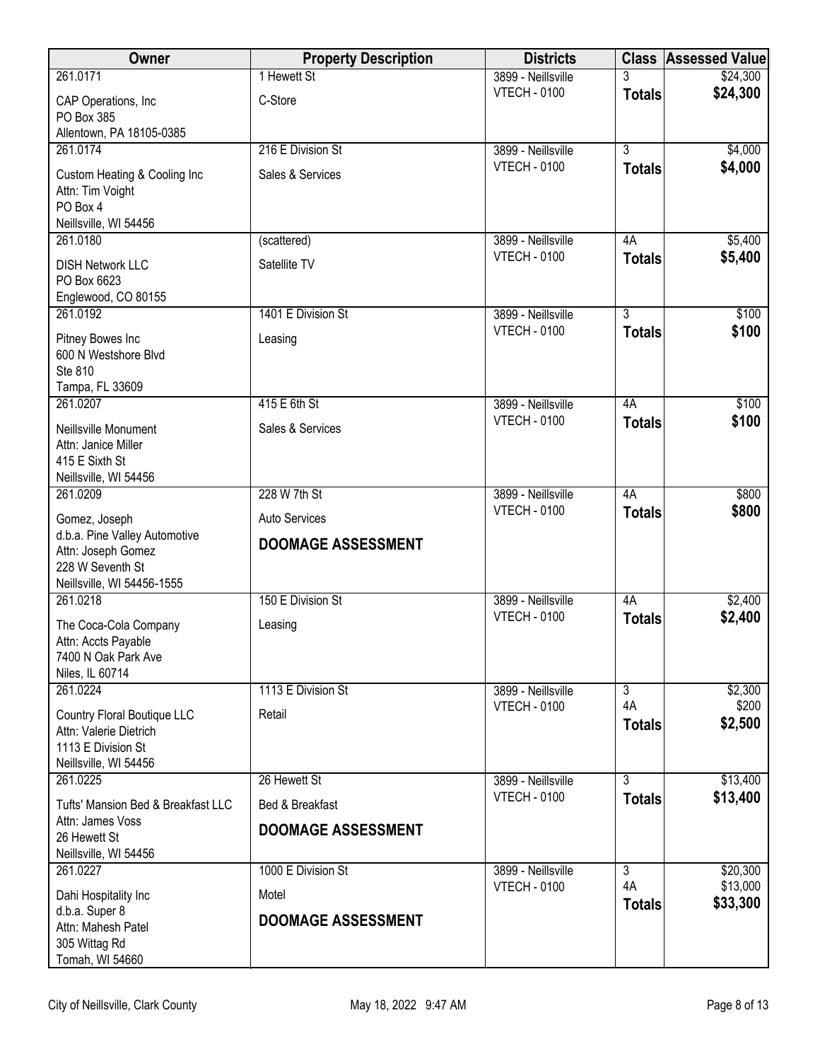| Owner | Property Description | Districts | Class | Assessed Value |
|---|---|---|---|---|
| 261.0171<br>CAP Operations, Inc<br>PO Box 385<br>Allentown, PA 18105-0385 | 1 Hewett St<br>C-Store | 3899 - Neillsville<br>VTECH - 0100 | 3<br>**Totals** | $24,300<br>**$24,300** |
| 261.0174<br>Custom Heating & Cooling Inc<br>Attn: Tim Voight<br>PO Box 4<br>Neillsville, WI 54456 | 216 E Division St<br>Sales & Services | 3899 - Neillsville<br>VTECH - 0100 | 3<br>**Totals** | $4,000<br>**$4,000** |
| 261.0180<br>DISH Network LLC<br>PO Box 6623<br>Englewood, CO 80155 | (scattered)<br>Satellite TV | 3899 - Neillsville<br>VTECH - 0100 | 4A<br>**Totals** | $5,400<br>**$5,400** |
| 261.0192<br>Pitney Bowes Inc<br>600 N Westshore Blvd<br>Ste 810<br>Tampa, FL 33609 | 1401 E Division St<br>Leasing | 3899 - Neillsville<br>VTECH - 0100 | 3<br>**Totals** | $100<br>**$100** |
| 261.0207<br>Neillsville Monument<br>Attn: Janice Miller<br>415 E Sixth St<br>Neillsville, WI 54456 | 415 E 6th St<br>Sales & Services | 3899 - Neillsville<br>VTECH - 0100 | 4A<br>**Totals** | $100<br>**$100** |
| 261.0209<br>Gomez, Joseph<br>d.b.a. Pine Valley Automotive<br>Attn: Joseph Gomez<br>228 W Seventh St<br>Neillsville, WI 54456-1555 | 228 W 7th St<br>Auto Services<br>**DOOMAGE ASSESSMENT** | 3899 - Neillsville<br>VTECH - 0100 | 4A<br>**Totals** | $800<br>**$800** |
| 261.0218<br>The Coca-Cola Company<br>Attn: Accts Payable<br>7400 N Oak Park Ave<br>Niles, IL 60714 | 150 E Division St<br>Leasing | 3899 - Neillsville<br>VTECH - 0100 | 4A<br>**Totals** | $2,400<br>**$2,400** |
| 261.0224<br>Country Floral Boutique LLC<br>Attn: Valerie Dietrich<br>1113 E Division St<br>Neillsville, WI 54456 | 1113 E Division St<br>Retail | 3899 - Neillsville<br>VTECH - 0100 | 3<br>4A<br>**Totals** | $2,300<br>$200<br>**$2,500** |
| 261.0225<br>Tufts' Mansion Bed & Breakfast LLC<br>Attn: James Voss<br>26 Hewett St<br>Neillsville, WI 54456 | 26 Hewett St<br>Bed & Breakfast<br>**DOOMAGE ASSESSMENT** | 3899 - Neillsville<br>VTECH - 0100 | 3<br>**Totals** | $13,400<br>**$13,400** |
| 261.0227<br>Dahi Hospitality Inc<br>d.b.a. Super 8<br>Attn: Mahesh Patel<br>305 Wittag Rd<br>Tomah, WI 54660 | 1000 E Division St<br>Motel<br>**DOOMAGE ASSESSMENT** | 3899 - Neillsville<br>VTECH - 0100 | 3<br>4A<br>**Totals** | $20,300<br>$13,000<br>**$33,300** |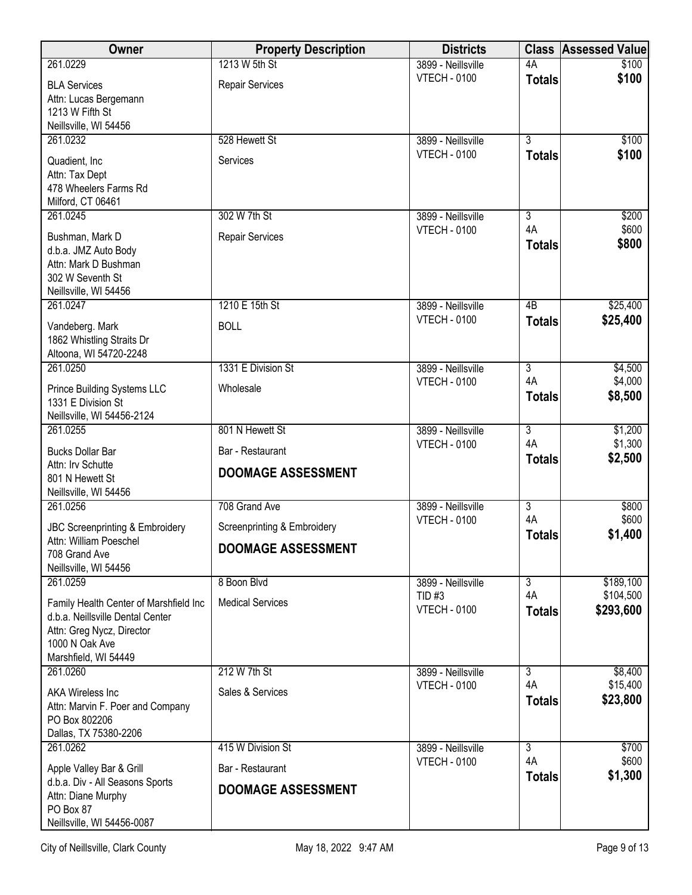| Owner | Property Description | Districts | Class | Assessed Value |
|---|---|---|---|---|
| 261.0229<br>BLA Services<br>Attn: Lucas Bergemann<br>1213 W Fifth St<br>Neillsville, WI 54456 | 1213 W 5th St<br>Repair Services | 3899 - Neillsville<br>VTECH - 0100 | 4A<br>**Totals** | $100<br>**$100** |
| 261.0232<br>Quadient, Inc<br>Attn: Tax Dept<br>478 Wheelers Farms Rd<br>Milford, CT 06461 | 528 Hewett St<br>Services | 3899 - Neillsville<br>VTECH - 0100 | 3<br>**Totals** | $100<br>**$100** |
| 261.0245<br>Bushman, Mark D<br>d.b.a. JMZ Auto Body<br>Attn: Mark D Bushman<br>302 W Seventh St<br>Neillsville, WI 54456 | 302 W 7th St<br>Repair Services | 3899 - Neillsville<br>VTECH - 0100 | 3<br>4A<br>**Totals** | $200<br>$600<br>**$800** |
| 261.0247<br>Vandeberg. Mark<br>1862 Whistling Straits Dr<br>Altoona, WI 54720-2248 | 1210 E 15th St<br>BOLL | 3899 - Neillsville<br>VTECH - 0100 | 4B<br>**Totals** | $25,400<br>**$25,400** |
| 261.0250<br>Prince Building Systems LLC<br>1331 E Division St<br>Neillsville, WI 54456-2124 | 1331 E Division St<br>Wholesale | 3899 - Neillsville<br>VTECH - 0100 | 3<br>4A<br>**Totals** | $4,500<br>$4,000<br>**$8,500** |
| 261.0255<br>Bucks Dollar Bar<br>Attn: Irv Schutte<br>801 N Hewett St<br>Neillsville, WI 54456 | 801 N Hewett St<br>Bar - Restaurant<br>**DOOMAGE ASSESSMENT** | 3899 - Neillsville<br>VTECH - 0100 | 3<br>4A<br>**Totals** | $1,200<br>$1,300<br>**$2,500** |
| 261.0256<br>JBC Screenprinting & Embroidery<br>Attn: William Poeschel<br>708 Grand Ave<br>Neillsville, WI 54456 | 708 Grand Ave<br>Screenprinting & Embroidery<br>**DOOMAGE ASSESSMENT** | 3899 - Neillsville<br>VTECH - 0100 | 3<br>4A<br>**Totals** | $800<br>$600<br>**$1,400** |
| 261.0259<br>Family Health Center of Marshfield Inc<br>d.b.a. Neillsville Dental Center<br>Attn: Greg Nycz, Director<br>1000 N Oak Ave<br>Marshfield, WI 54449 | 8 Boon Blvd<br>Medical Services | 3899 - Neillsville<br>TID #3<br>VTECH - 0100 | 3<br>4A<br>**Totals** | $189,100<br>$104,500<br>**$293,600** |
| 261.0260<br>AKA Wireless Inc<br>Attn: Marvin F. Poer and Company<br>PO Box 802206<br>Dallas, TX 75380-2206 | 212 W 7th St<br>Sales & Services | 3899 - Neillsville<br>VTECH - 0100 | 3<br>4A<br>**Totals** | $8,400<br>$15,400<br>**$23,800** |
| 261.0262<br>Apple Valley Bar & Grill<br>d.b.a. Div - All Seasons Sports<br>Attn: Diane Murphy<br>PO Box 87<br>Neillsville, WI 54456-0087 | 415 W Division St<br>Bar - Restaurant<br>**DOOMAGE ASSESSMENT** | 3899 - Neillsville<br>VTECH - 0100 | 3<br>4A<br>**Totals** | $700<br>$600<br>**$1,300** |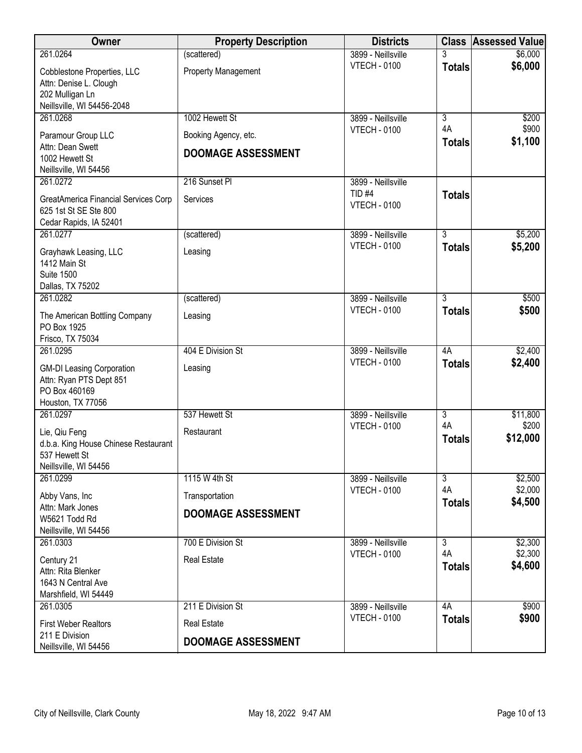| Owner | Property Description | Districts | Class | Assessed Value |
|---|---|---|---|---|
| 261.0264<br>Cobblestone Properties, LLC<br>Attn: Denise L. Clough<br>202 Mulligan Ln<br>Neillsville, WI 54456-2048 | (scattered)<br>Property Management | 3899 - Neillsville<br>VTECH - 0100 | 3<br>**Totals** | $6,000<br>**$6,000** |
| 261.0268<br>Paramour Group LLC<br>Attn: Dean Swett<br>1002 Hewett St<br>Neillsville, WI 54456 | 1002 Hewett St<br>Booking Agency, etc.<br>**DOOMAGE ASSESSMENT** | 3899 - Neillsville<br>VTECH - 0100 | 3<br>4A<br>**Totals** | $200<br>$900<br>**$1,100** |
| 261.0272<br>GreatAmerica Financial Services Corp<br>625 1st St SE Ste 800<br>Cedar Rapids, IA 52401 | 216 Sunset Pl<br>Services | 3899 - Neillsville<br>TID #4<br>VTECH - 0100 | **Totals** | |
| 261.0277<br>Grayhawk Leasing, LLC<br>1412 Main St<br>Suite 1500<br>Dallas, TX 75202 | (scattered)<br>Leasing | 3899 - Neillsville<br>VTECH - 0100 | 3<br>**Totals** | $5,200<br>**$5,200** |
| 261.0282<br>The American Bottling Company<br>PO Box 1925<br>Frisco, TX 75034 | (scattered)<br>Leasing | 3899 - Neillsville<br>VTECH - 0100 | 3<br>**Totals** | $500<br>**$500** |
| 261.0295<br>GM-DI Leasing Corporation<br>Attn: Ryan PTS Dept 851<br>PO Box 460169<br>Houston, TX 77056 | 404 E Division St<br>Leasing | 3899 - Neillsville<br>VTECH - 0100 | 4A<br>**Totals** | $2,400<br>**$2,400** |
| 261.0297<br>Lie, Qiu Feng<br>d.b.a. King House Chinese Restaurant<br>537 Hewett St<br>Neillsville, WI 54456 | 537 Hewett St<br>Restaurant | 3899 - Neillsville<br>VTECH - 0100 | 3<br>4A<br>**Totals** | $11,800<br>$200<br>**$12,000** |
| 261.0299<br>Abby Vans, Inc<br>Attn: Mark Jones<br>W5621 Todd Rd<br>Neillsville, WI 54456 | 1115 W 4th St<br>Transportation<br>**DOOMAGE ASSESSMENT** | 3899 - Neillsville<br>VTECH - 0100 | 3<br>4A<br>**Totals** | $2,500<br>$2,000<br>**$4,500** |
| 261.0303<br>Century 21<br>Attn: Rita Blenker<br>1643 N Central Ave<br>Marshfield, WI 54449 | 700 E Division St<br>Real Estate | 3899 - Neillsville<br>VTECH - 0100 | 3<br>4A<br>**Totals** | $2,300<br>$2,300<br>**$4,600** |
| 261.0305<br>First Weber Realtors<br>211 E Division<br>Neillsville, WI 54456 | 211 E Division St<br>Real Estate<br>**DOOMAGE ASSESSMENT** | 3899 - Neillsville<br>VTECH - 0100 | 4A<br>**Totals** | $900<br>**$900** |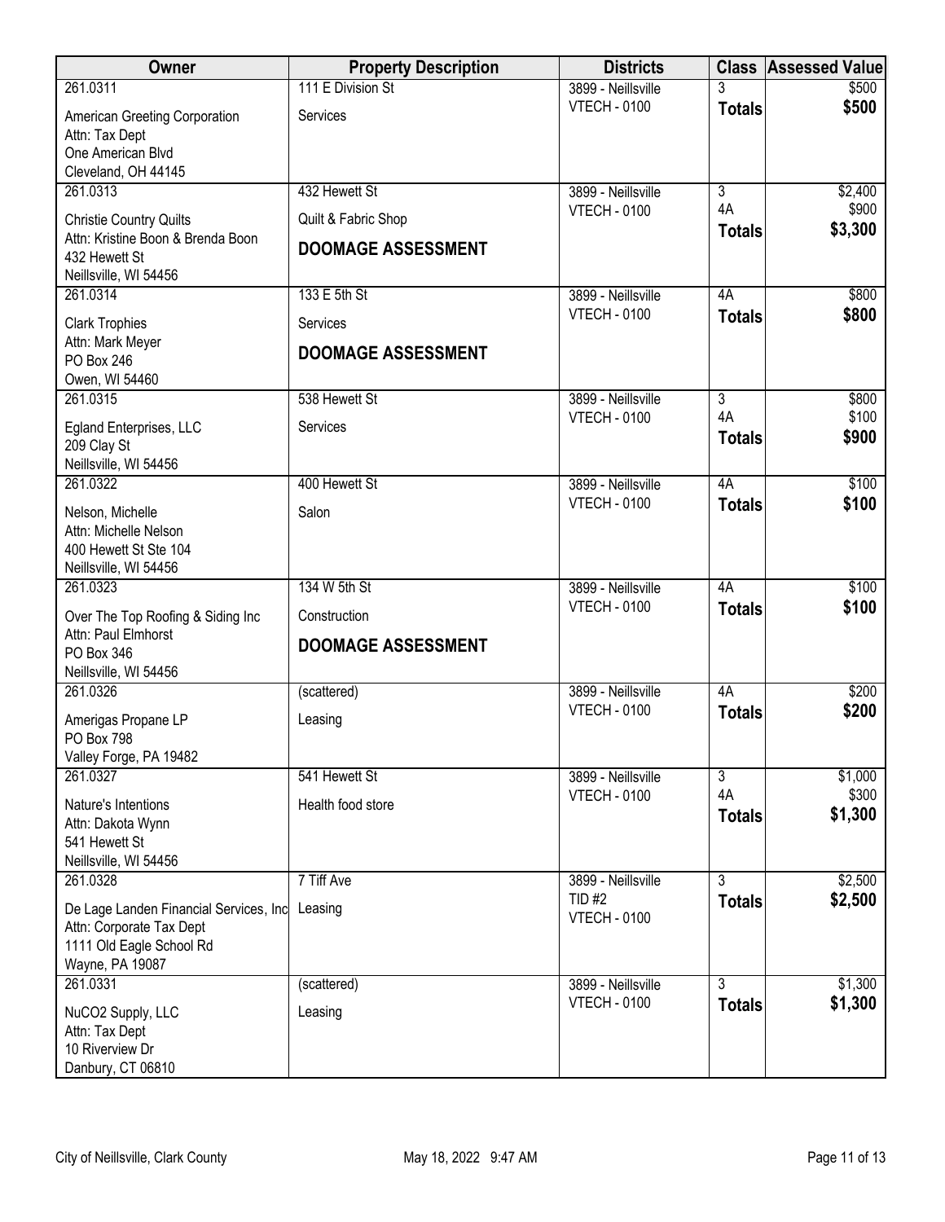| Owner | Property Description | Districts | Class | Assessed Value |
|---|---|---|---|---|
| 261.0311<br>American Greeting Corporation<br>Attn: Tax Dept<br>One American Blvd<br>Cleveland, OH 44145 | 111 E Division St<br>Services | 3899 - Neillsville<br>VTECH - 0100 | 3<br>**Totals** | $500<br>**$500** |
| 261.0313<br>Christie Country Quilts<br>Attn: Kristine Boon & Brenda Boon<br>432 Hewett St<br>Neillsville, WI 54456 | 432 Hewett St<br>Quilt & Fabric Shop<br>**DOOMAGE ASSESSMENT** | 3899 - Neillsville<br>VTECH - 0100 | 3<br>4A<br>**Totals** | $2,400<br>$900<br>**$3,300** |
| 261.0314<br>Clark Trophies<br>Attn: Mark Meyer<br>PO Box 246<br>Owen, WI 54460 | 133 E 5th St<br>Services<br>**DOOMAGE ASSESSMENT** | 3899 - Neillsville<br>VTECH - 0100 | 4A<br>**Totals** | $800<br>**$800** |
| 261.0315<br>Egland Enterprises, LLC<br>209 Clay St<br>Neillsville, WI 54456 | 538 Hewett St<br>Services | 3899 - Neillsville<br>VTECH - 0100 | 3<br>4A<br>**Totals** | $800<br>$100<br>**$900** |
| 261.0322<br>Nelson, Michelle<br>Attn: Michelle Nelson<br>400 Hewett St Ste 104<br>Neillsville, WI 54456 | 400 Hewett St<br>Salon | 3899 - Neillsville<br>VTECH - 0100 | 4A<br>**Totals** | $100<br>**$100** |
| 261.0323<br>Over The Top Roofing & Siding Inc<br>Attn: Paul Elmhorst<br>PO Box 346<br>Neillsville, WI 54456 | 134 W 5th St<br>Construction<br>**DOOMAGE ASSESSMENT** | 3899 - Neillsville<br>VTECH - 0100 | 4A<br>**Totals** | $100<br>**$100** |
| 261.0326<br>Amerigas Propane LP<br>PO Box 798<br>Valley Forge, PA 19482 | (scattered)<br>Leasing | 3899 - Neillsville<br>VTECH - 0100 | 4A<br>**Totals** | $200<br>**$200** |
| 261.0327<br>Nature's Intentions<br>Attn: Dakota Wynn<br>541 Hewett St<br>Neillsville, WI 54456 | 541 Hewett St<br>Health food store | 3899 - Neillsville<br>VTECH - 0100 | 3<br>4A<br>**Totals** | $1,000<br>$300<br>**$1,300** |
| 261.0328<br>De Lage Landen Financial Services, Inc<br>Attn: Corporate Tax Dept<br>1111 Old Eagle School Rd<br>Wayne, PA 19087 | 7 Tiff Ave<br>Leasing | 3899 - Neillsville<br>TID #2<br>VTECH - 0100 | 3<br>**Totals** | $2,500<br>**$2,500** |
| 261.0331<br>NuCO2 Supply, LLC<br>Attn: Tax Dept<br>10 Riverview Dr<br>Danbury, CT 06810 | (scattered)<br>Leasing | 3899 - Neillsville<br>VTECH - 0100 | 3<br>**Totals** | $1,300<br>**$1,300** |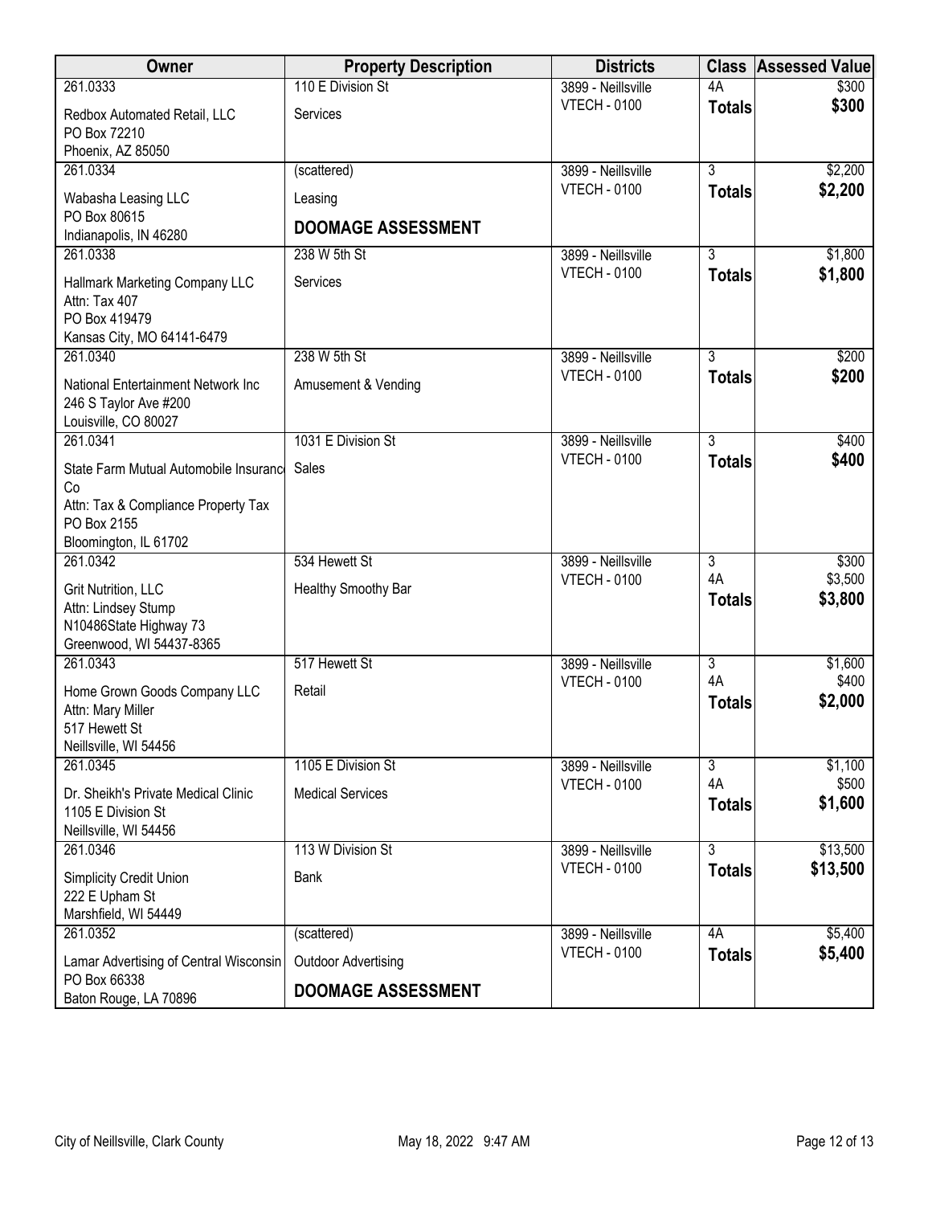| Owner | Property Description | Districts | Class | Assessed Value |
|---|---|---|---|---|
| 261.0333<br>Redbox Automated Retail, LLC<br>PO Box 72210<br>Phoenix, AZ 85050 | 110 E Division St<br>Services | 3899 - Neillsville<br>VTECH - 0100 | 4A<br>**Totals** | $300<br>**$300** |
| 261.0334<br>Wabasha Leasing LLC<br>PO Box 80615<br>Indianapolis, IN 46280 | (scattered)<br>Leasing<br>**DOOMAGE ASSESSMENT** | 3899 - Neillsville<br>VTECH - 0100 | 3<br>**Totals** | $2,200<br>**$2,200** |
| 261.0338<br>Hallmark Marketing Company LLC<br>Attn: Tax 407<br>PO Box 419479<br>Kansas City, MO 64141-6479 | 238 W 5th St<br>Services | 3899 - Neillsville<br>VTECH - 0100 | 3<br>**Totals** | $1,800<br>**$1,800** |
| 261.0340<br>National Entertainment Network Inc<br>246 S Taylor Ave #200<br>Louisville, CO 80027 | 238 W 5th St<br>Amusement & Vending | 3899 - Neillsville<br>VTECH - 0100 | 3<br>**Totals** | $200<br>**$200** |
| 261.0341<br>State Farm Mutual Automobile Insurance Co<br>Attn: Tax & Compliance Property Tax<br>PO Box 2155<br>Bloomington, IL 61702 | 1031 E Division St<br>Sales | 3899 - Neillsville<br>VTECH - 0100 | 3<br>**Totals** | $400<br>**$400** |
| 261.0342<br>Grit Nutrition, LLC<br>Attn: Lindsey Stump<br>N10486State Highway 73<br>Greenwood, WI 54437-8365 | 534 Hewett St<br>Healthy Smoothy Bar | 3899 - Neillsville<br>VTECH - 0100 | 3<br>4A<br>**Totals** | $300<br>$3,500<br>**$3,800** |
| 261.0343<br>Home Grown Goods Company LLC<br>Attn: Mary Miller<br>517 Hewett St<br>Neillsville, WI 54456 | 517 Hewett St<br>Retail | 3899 - Neillsville<br>VTECH - 0100 | 3<br>4A<br>**Totals** | $1,600<br>$400<br>**$2,000** |
| 261.0345<br>Dr. Sheikh's Private Medical Clinic<br>1105 E Division St<br>Neillsville, WI 54456 | 1105 E Division St<br>Medical Services | 3899 - Neillsville<br>VTECH - 0100 | 3<br>4A<br>**Totals** | $1,100<br>$500<br>**$1,600** |
| 261.0346<br>Simplicity Credit Union<br>222 E Upham St<br>Marshfield, WI 54449 | 113 W Division St<br>Bank | 3899 - Neillsville<br>VTECH - 0100 | 3<br>**Totals** | $13,500<br>**$13,500** |
| 261.0352<br>Lamar Advertising of Central Wisconsin<br>PO Box 66338<br>Baton Rouge, LA 70896 | (scattered)<br>Outdoor Advertising<br>**DOOMAGE ASSESSMENT** | 3899 - Neillsville<br>VTECH - 0100 | 4A<br>**Totals** | $5,400<br>**$5,400** |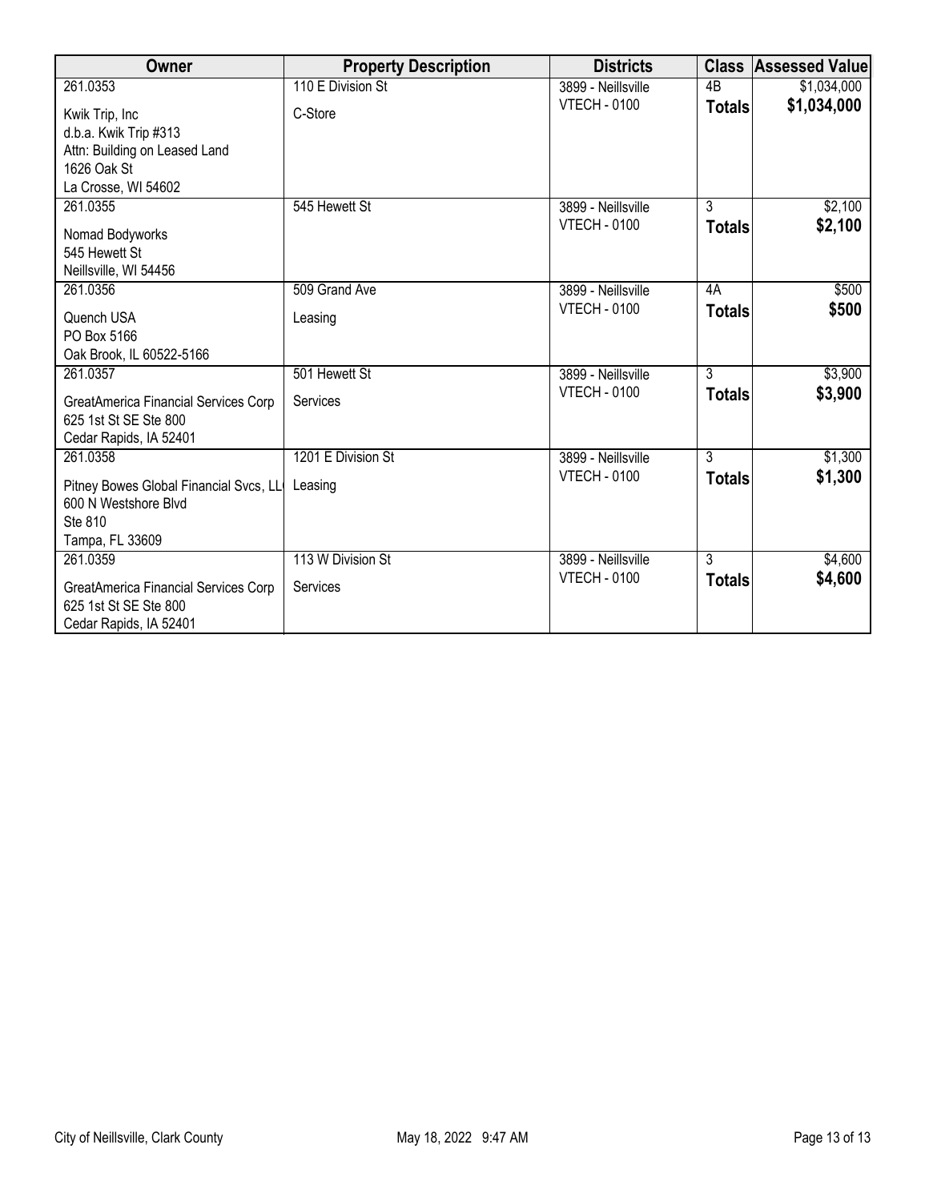| Owner | Property Description | Districts | Class | Assessed Value |
|---|---|---|---|---|
| 261.0353<br>Kwik Trip, Inc<br>d.b.a. Kwik Trip #313<br>Attn: Building on Leased Land<br>1626 Oak St<br>La Crosse, WI 54602 | 110 E Division St<br>C-Store | 3899 - Neillsville<br>VTECH - 0100 | 4B<br>**Totals** | $1,034,000<br>**$1,034,000** |
| 261.0355<br>Nomad Bodyworks<br>545 Hewett St<br>Neillsville, WI 54456 | 545 Hewett St | 3899 - Neillsville<br>VTECH - 0100 | 3<br>**Totals** | $2,100<br>**$2,100** |
| 261.0356<br>Quench USA<br>PO Box 5166<br>Oak Brook, IL 60522-5166 | 509 Grand Ave<br>Leasing | 3899 - Neillsville<br>VTECH - 0100 | 4A<br>**Totals** | $500<br>**$500** |
| 261.0357<br>GreatAmerica Financial Services Corp<br>625 1st St SE Ste 800<br>Cedar Rapids, IA 52401 | 501 Hewett St<br>Services | 3899 - Neillsville<br>VTECH - 0100 | 3<br>**Totals** | $3,900<br>**$3,900** |
| 261.0358<br>Pitney Bowes Global Financial Svcs, LL<br>600 N Westshore Blvd<br>Ste 810<br>Tampa, FL 33609 | 1201 E Division St<br>Leasing | 3899 - Neillsville<br>VTECH - 0100 | 3<br>**Totals** | $1,300<br>**$1,300** |
| 261.0359<br>GreatAmerica Financial Services Corp<br>625 1st St SE Ste 800<br>Cedar Rapids, IA 52401 | 113 W Division St<br>Services | 3899 - Neillsville<br>VTECH - 0100 | 3<br>**Totals** | $4,600<br>**$4,600** |

City of Neillsville, Clark County

May 18, 2022 9:47 AM